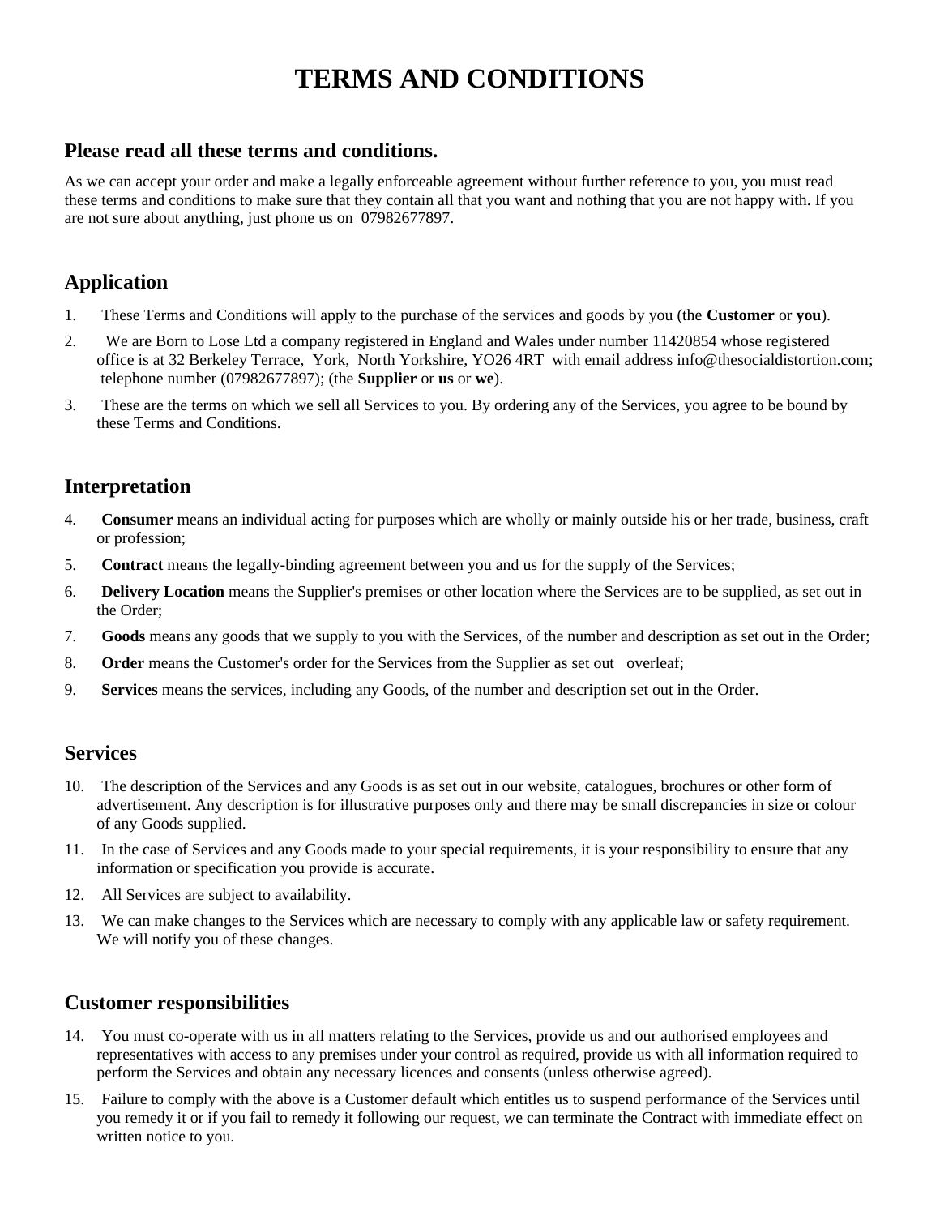# TERMS AND CONDITIONS

## Please read all these terms and conditions.

As we can accept your order and make a legally enforceable agreement without further reference to you, you must read these terms and conditions to make sure that they contain all that you want and nothing that you are not happy with. If you are not sure about anything, just phone us on 07982677897.

## Application

1. These Terms and Conditions will apply to the purchase of the services and goods by you (the **Customer** or **you**).
2. We are Born to Lose Ltd a company registered in England and Wales under number 11420854 whose registered office is at 32 Berkeley Terrace, York, North Yorkshire, YO26 4RT with email address info@thesocialdistortion.com; telephone number (07982677897); (the **Supplier** or **us** or **we**).
3. These are the terms on which we sell all Services to you. By ordering any of the Services, you agree to be bound by these Terms and Conditions.

## Interpretation

4. **Consumer** means an individual acting for purposes which are wholly or mainly outside his or her trade, business, craft or profession;
5. **Contract** means the legally-binding agreement between you and us for the supply of the Services;
6. **Delivery Location** means the Supplier's premises or other location where the Services are to be supplied, as set out in the Order;
7. **Goods** means any goods that we supply to you with the Services, of the number and description as set out in the Order;
8. **Order** means the Customer's order for the Services from the Supplier as set out overleaf;
9. **Services** means the services, including any Goods, of the number and description set out in the Order.

## Services

10. The description of the Services and any Goods is as set out in our website, catalogues, brochures or other form of advertisement. Any description is for illustrative purposes only and there may be small discrepancies in size or colour of any Goods supplied.
11. In the case of Services and any Goods made to your special requirements, it is your responsibility to ensure that any information or specification you provide is accurate.
12. All Services are subject to availability.
13. We can make changes to the Services which are necessary to comply with any applicable law or safety requirement. We will notify you of these changes.

## Customer responsibilities

14. You must co-operate with us in all matters relating to the Services, provide us and our authorised employees and representatives with access to any premises under your control as required, provide us with all information required to perform the Services and obtain any necessary licences and consents (unless otherwise agreed).
15. Failure to comply with the above is a Customer default which entitles us to suspend performance of the Services until you remedy it or if you fail to remedy it following our request, we can terminate the Contract with immediate effect on written notice to you.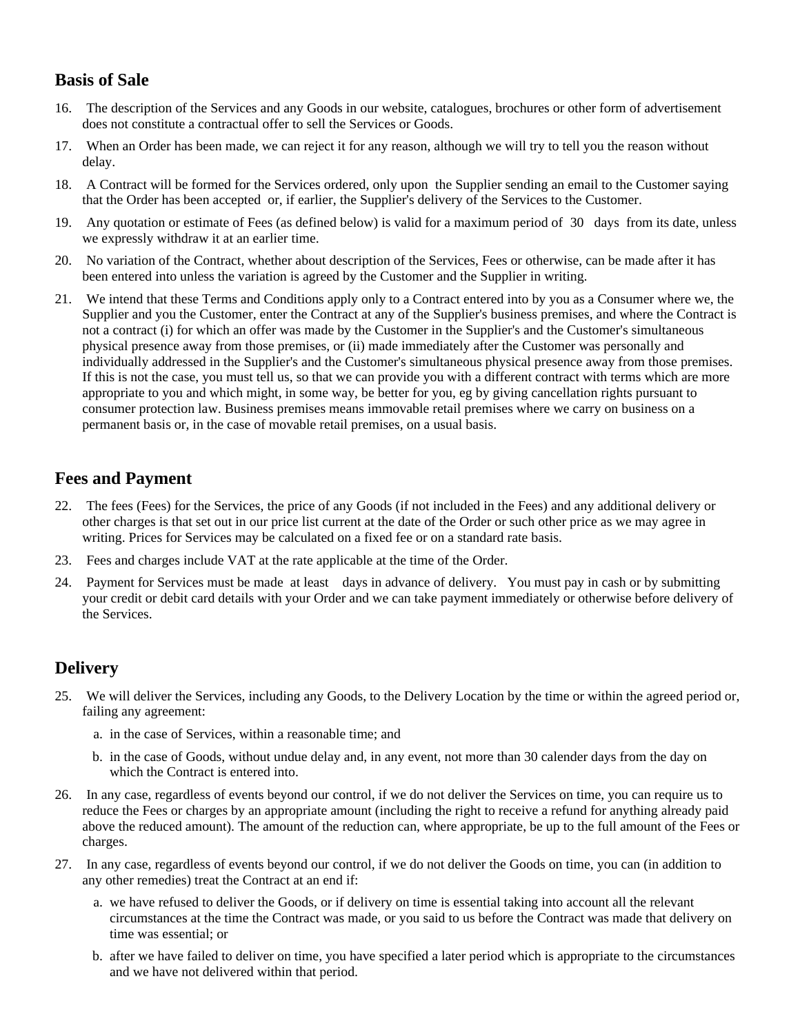## Basis of Sale

16. The description of the Services and any Goods in our website, catalogues, brochures or other form of advertisement does not constitute a contractual offer to sell the Services or Goods.
17. When an Order has been made, we can reject it for any reason, although we will try to tell you the reason without delay.
18. A Contract will be formed for the Services ordered, only upon the Supplier sending an email to the Customer saying that the Order has been accepted or, if earlier, the Supplier's delivery of the Services to the Customer.
19. Any quotation or estimate of Fees (as defined below) is valid for a maximum period of 30 days from its date, unless we expressly withdraw it at an earlier time.
20. No variation of the Contract, whether about description of the Services, Fees or otherwise, can be made after it has been entered into unless the variation is agreed by the Customer and the Supplier in writing.
21. We intend that these Terms and Conditions apply only to a Contract entered into by you as a Consumer where we, the Supplier and you the Customer, enter the Contract at any of the Supplier's business premises, and where the Contract is not a contract (i) for which an offer was made by the Customer in the Supplier's and the Customer's simultaneous physical presence away from those premises, or (ii) made immediately after the Customer was personally and individually addressed in the Supplier's and the Customer's simultaneous physical presence away from those premises. If this is not the case, you must tell us, so that we can provide you with a different contract with terms which are more appropriate to you and which might, in some way, be better for you, eg by giving cancellation rights pursuant to consumer protection law. Business premises means immovable retail premises where we carry on business on a permanent basis or, in the case of movable retail premises, on a usual basis.

## Fees and Payment

22. The fees (Fees) for the Services, the price of any Goods (if not included in the Fees) and any additional delivery or other charges is that set out in our price list current at the date of the Order or such other price as we may agree in writing. Prices for Services may be calculated on a fixed fee or on a standard rate basis.
23. Fees and charges include VAT at the rate applicable at the time of the Order.
24. Payment for Services must be made at least days in advance of delivery. You must pay in cash or by submitting your credit or debit card details with your Order and we can take payment immediately or otherwise before delivery of the Services.

## Delivery

25. We will deliver the Services, including any Goods, to the Delivery Location by the time or within the agreed period or, failing any agreement:
    a. in the case of Services, within a reasonable time; and
    b. in the case of Goods, without undue delay and, in any event, not more than 30 calender days from the day on which the Contract is entered into.
26. In any case, regardless of events beyond our control, if we do not deliver the Services on time, you can require us to reduce the Fees or charges by an appropriate amount (including the right to receive a refund for anything already paid above the reduced amount). The amount of the reduction can, where appropriate, be up to the full amount of the Fees or charges.
27. In any case, regardless of events beyond our control, if we do not deliver the Goods on time, you can (in addition to any other remedies) treat the Contract at an end if:
    a. we have refused to deliver the Goods, or if delivery on time is essential taking into account all the relevant circumstances at the time the Contract was made, or you said to us before the Contract was made that delivery on time was essential; or
    b. after we have failed to deliver on time, you have specified a later period which is appropriate to the circumstances and we have not delivered within that period.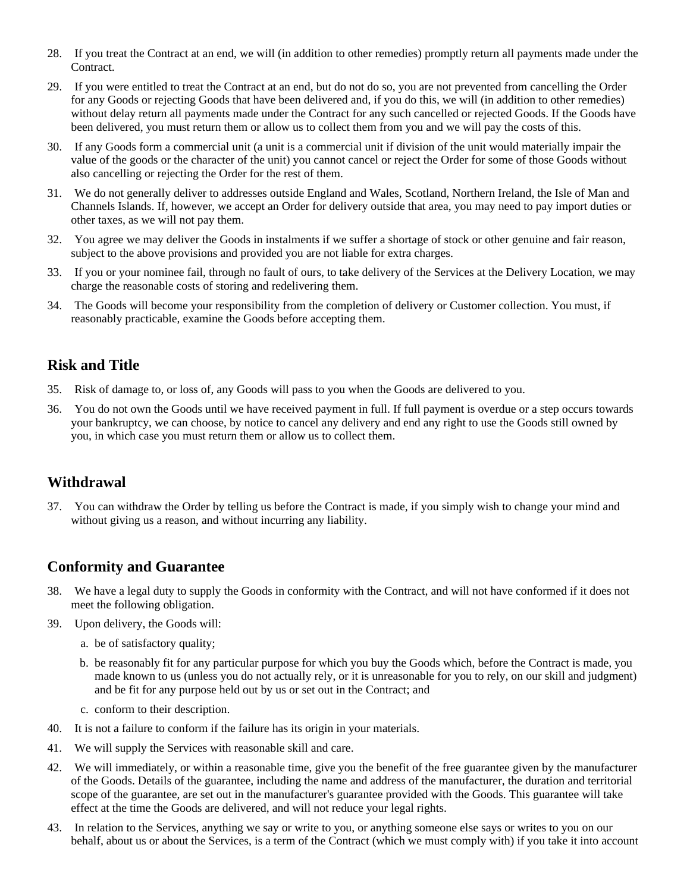28. If you treat the Contract at an end, we will (in addition to other remedies) promptly return all payments made under the Contract.

29. If you were entitled to treat the Contract at an end, but do not do so, you are not prevented from cancelling the Order for any Goods or rejecting Goods that have been delivered and, if you do this, we will (in addition to other remedies) without delay return all payments made under the Contract for any such cancelled or rejected Goods. If the Goods have been delivered, you must return them or allow us to collect them from you and we will pay the costs of this.

30. If any Goods form a commercial unit (a unit is a commercial unit if division of the unit would materially impair the value of the goods or the character of the unit) you cannot cancel or reject the Order for some of those Goods without also cancelling or rejecting the Order for the rest of them.

31. We do not generally deliver to addresses outside England and Wales, Scotland, Northern Ireland, the Isle of Man and Channels Islands. If, however, we accept an Order for delivery outside that area, you may need to pay import duties or other taxes, as we will not pay them.

32. You agree we may deliver the Goods in instalments if we suffer a shortage of stock or other genuine and fair reason, subject to the above provisions and provided you are not liable for extra charges.

33. If you or your nominee fail, through no fault of ours, to take delivery of the Services at the Delivery Location, we may charge the reasonable costs of storing and redelivering them.

34. The Goods will become your responsibility from the completion of delivery or Customer collection. You must, if reasonably practicable, examine the Goods before accepting them.

## Risk and Title

35. Risk of damage to, or loss of, any Goods will pass to you when the Goods are delivered to you.

36. You do not own the Goods until we have received payment in full. If full payment is overdue or a step occurs towards your bankruptcy, we can choose, by notice to cancel any delivery and end any right to use the Goods still owned by you, in which case you must return them or allow us to collect them.

## Withdrawal

37. You can withdraw the Order by telling us before the Contract is made, if you simply wish to change your mind and without giving us a reason, and without incurring any liability.

## Conformity and Guarantee

38. We have a legal duty to supply the Goods in conformity with the Contract, and will not have conformed if it does not meet the following obligation.

39. Upon delivery, the Goods will:

    a. be of satisfactory quality;

    b. be reasonably fit for any particular purpose for which you buy the Goods which, before the Contract is made, you made known to us (unless you do not actually rely, or it is unreasonable for you to rely, on our skill and judgment) and be fit for any purpose held out by us or set out in the Contract; and

    c. conform to their description.

40. It is not a failure to conform if the failure has its origin in your materials.

41. We will supply the Services with reasonable skill and care.

42. We will immediately, or within a reasonable time, give you the benefit of the free guarantee given by the manufacturer of the Goods. Details of the guarantee, including the name and address of the manufacturer, the duration and territorial scope of the guarantee, are set out in the manufacturer's guarantee provided with the Goods. This guarantee will take effect at the time the Goods are delivered, and will not reduce your legal rights.

43. In relation to the Services, anything we say or write to you, or anything someone else says or writes to you on our behalf, about us or about the Services, is a term of the Contract (which we must comply with) if you take it into account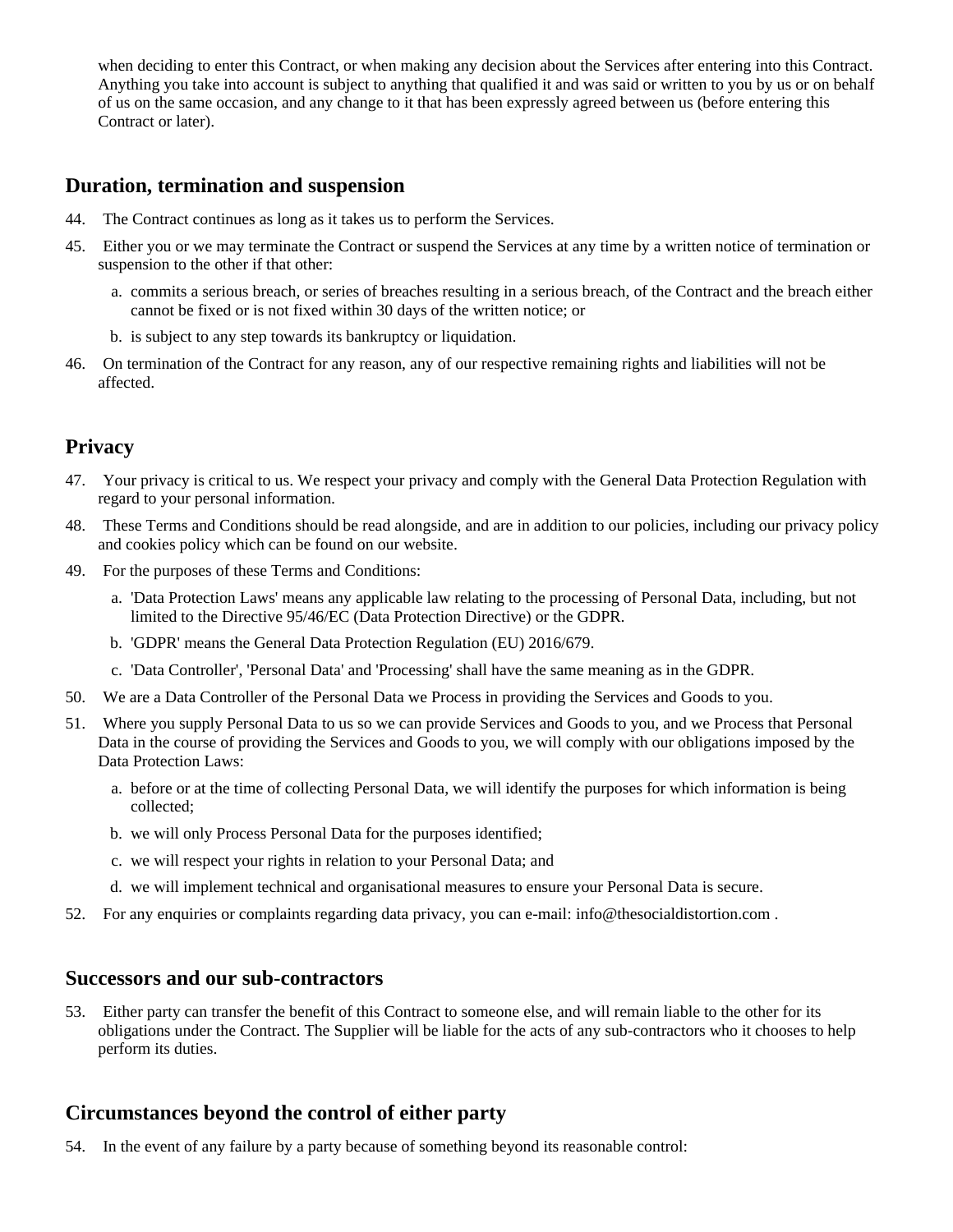when deciding to enter this Contract, or when making any decision about the Services after entering into this Contract. Anything you take into account is subject to anything that qualified it and was said or written to you by us or on behalf of us on the same occasion, and any change to it that has been expressly agreed between us (before entering this Contract or later).

## Duration, termination and suspension

44. The Contract continues as long as it takes us to perform the Services.
45. Either you or we may terminate the Contract or suspend the Services at any time by a written notice of termination or suspension to the other if that other:
    a. commits a serious breach, or series of breaches resulting in a serious breach, of the Contract and the breach either cannot be fixed or is not fixed within 30 days of the written notice; or
    b. is subject to any step towards its bankruptcy or liquidation.
46. On termination of the Contract for any reason, any of our respective remaining rights and liabilities will not be affected.

## Privacy

47. Your privacy is critical to us. We respect your privacy and comply with the General Data Protection Regulation with regard to your personal information.
48. These Terms and Conditions should be read alongside, and are in addition to our policies, including our privacy policy and cookies policy which can be found on our website.
49. For the purposes of these Terms and Conditions:
    a. 'Data Protection Laws' means any applicable law relating to the processing of Personal Data, including, but not limited to the Directive 95/46/EC (Data Protection Directive) or the GDPR.
    b. 'GDPR' means the General Data Protection Regulation (EU) 2016/679.
    c. 'Data Controller', 'Personal Data' and 'Processing' shall have the same meaning as in the GDPR.
50. We are a Data Controller of the Personal Data we Process in providing the Services and Goods to you.
51. Where you supply Personal Data to us so we can provide Services and Goods to you, and we Process that Personal Data in the course of providing the Services and Goods to you, we will comply with our obligations imposed by the Data Protection Laws:
    a. before or at the time of collecting Personal Data, we will identify the purposes for which information is being collected;
    b. we will only Process Personal Data for the purposes identified;
    c. we will respect your rights in relation to your Personal Data; and
    d. we will implement technical and organisational measures to ensure your Personal Data is secure.
52. For any enquiries or complaints regarding data privacy, you can e-mail: info@thesocialdistortion.com .

## Successors and our sub-contractors

53. Either party can transfer the benefit of this Contract to someone else, and will remain liable to the other for its obligations under the Contract. The Supplier will be liable for the acts of any sub-contractors who it chooses to help perform its duties.

## Circumstances beyond the control of either party

54. In the event of any failure by a party because of something beyond its reasonable control: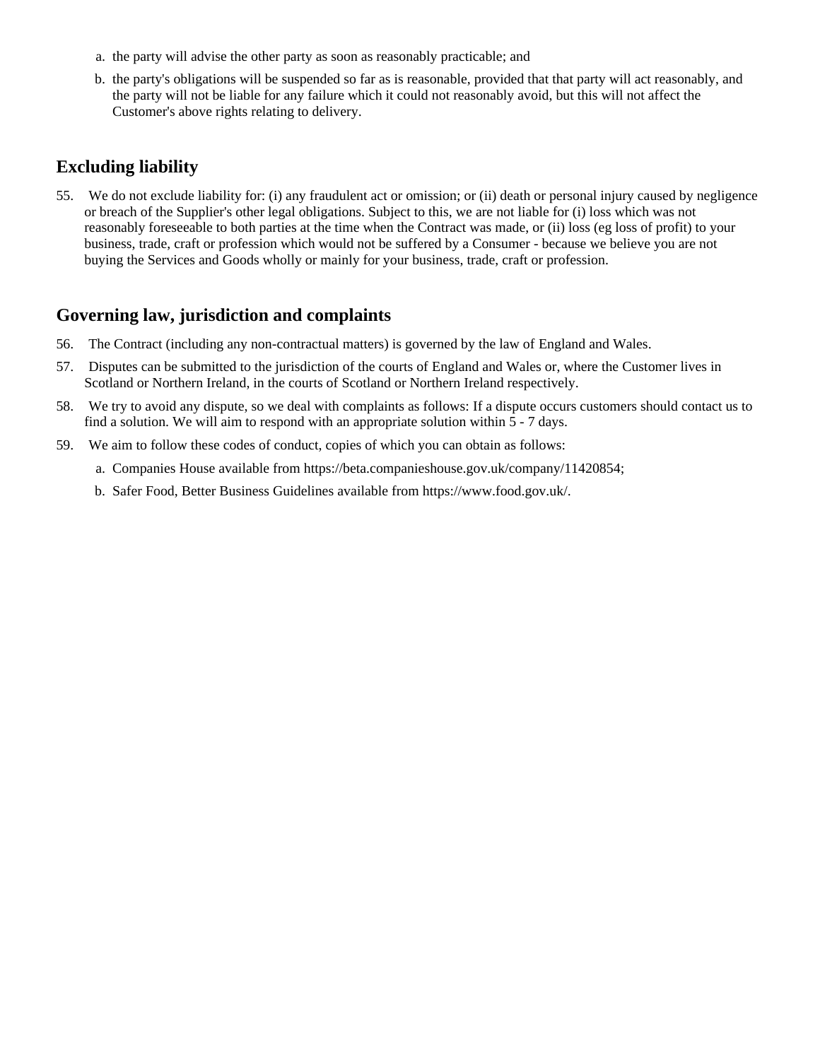a. the party will advise the other party as soon as reasonably practicable; and
b. the party's obligations will be suspended so far as is reasonable, provided that that party will act reasonably, and the party will not be liable for any failure which it could not reasonably avoid, but this will not affect the Customer's above rights relating to delivery.

## Excluding liability

55. We do not exclude liability for: (i) any fraudulent act or omission; or (ii) death or personal injury caused by negligence or breach of the Supplier's other legal obligations. Subject to this, we are not liable for (i) loss which was not reasonably foreseeable to both parties at the time when the Contract was made, or (ii) loss (eg loss of profit) to your business, trade, craft or profession which would not be suffered by a Consumer - because we believe you are not buying the Services and Goods wholly or mainly for your business, trade, craft or profession.

## Governing law, jurisdiction and complaints

56. The Contract (including any non-contractual matters) is governed by the law of England and Wales.
57. Disputes can be submitted to the jurisdiction of the courts of England and Wales or, where the Customer lives in Scotland or Northern Ireland, in the courts of Scotland or Northern Ireland respectively.
58. We try to avoid any dispute, so we deal with complaints as follows: If a dispute occurs customers should contact us to find a solution. We will aim to respond with an appropriate solution within 5 - 7 days.
59. We aim to follow these codes of conduct, copies of which you can obtain as follows:
    a. Companies House available from https://beta.companieshouse.gov.uk/company/11420854;
    b. Safer Food, Better Business Guidelines available from https://www.food.gov.uk/.